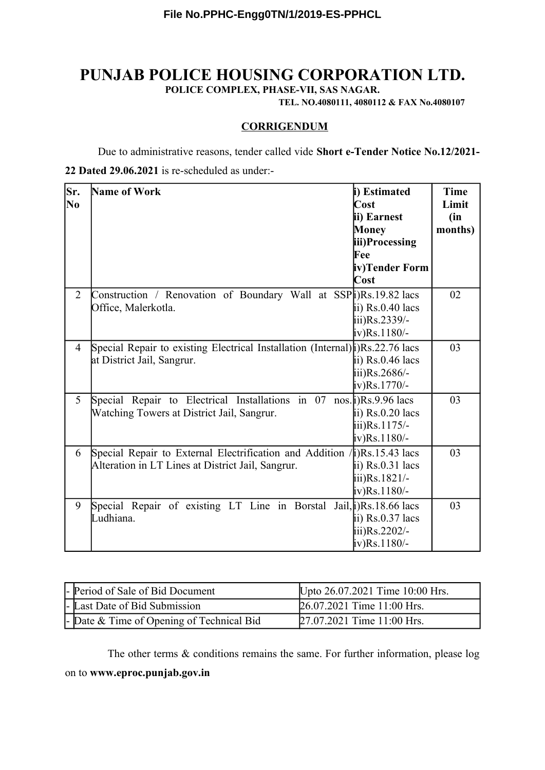File No.PPHC-Engg0TN/1/2019-ES-PPHCL

# PUNJAB POLICE HOUSING CORPORATION LTD.

**POLICE COMPLEX, PHASE-VII, SAS NAGAR.**

**TEL. NO.4080111, 4080112 & FAX No.4080107**

## CORRIGENDUM

Due to administrative reasons, tender called vide **Short e-Tender Notice No.12/2021-22 Dated 29.06.2021** is re-scheduled as under:-

| Sr. No | Name of Work | i) Estimated Cost<br>ii) Earnest Money<br>iii)Processing Fee<br>iv)Tender Form Cost | Time Limit (in months) |
|---|---|---|---|
| 2 | Construction / Renovation of Boundary Wall at SSP Office, Malerkotla. | i)Rs.19.82 lacs<br>ii) Rs.0.40 lacs<br>iii)Rs.2339/-<br>iv)Rs.1180/- | 02 |
| 4 | Special Repair to existing Electrical Installation (Internal) at District Jail, Sangrur. | i)Rs.22.76 lacs<br>ii) Rs.0.46 lacs<br>iii)Rs.2686/-<br>iv)Rs.1770/- | 03 |
| 5 | Special Repair to Electrical Installations in 07 nos. Watching Towers at District Jail, Sangrur. | i)Rs.9.96 lacs<br>ii) Rs.0.20 lacs<br>iii)Rs.1175/-<br>iv)Rs.1180/- | 03 |
| 6 | Special Repair to External Electrification and Addition / Alteration in LT Lines at District Jail, Sangrur. | i)Rs.15.43 lacs<br>ii) Rs.0.31 lacs<br>iii)Rs.1821/-<br>iv)Rs.1180/- | 03 |
| 9 | Special Repair of existing LT Line in Borstal Jail, Ludhiana. | i)Rs.18.66 lacs<br>ii) Rs.0.37 lacs<br>iii)Rs.2202/-<br>iv)Rs.1180/- | 03 |

| - | Period of Sale of Bid Document | Upto 26.07.2021 Time 10:00 Hrs. |
|---|---|---|
| - | Last Date of Bid Submission | 26.07.2021 Time 11:00 Hrs. |
| - | Date & Time of Opening of Technical Bid | 27.07.2021 Time 11:00 Hrs. |

The other terms & conditions remains the same. For further information, please log on to **www.eproc.punjab.gov.in**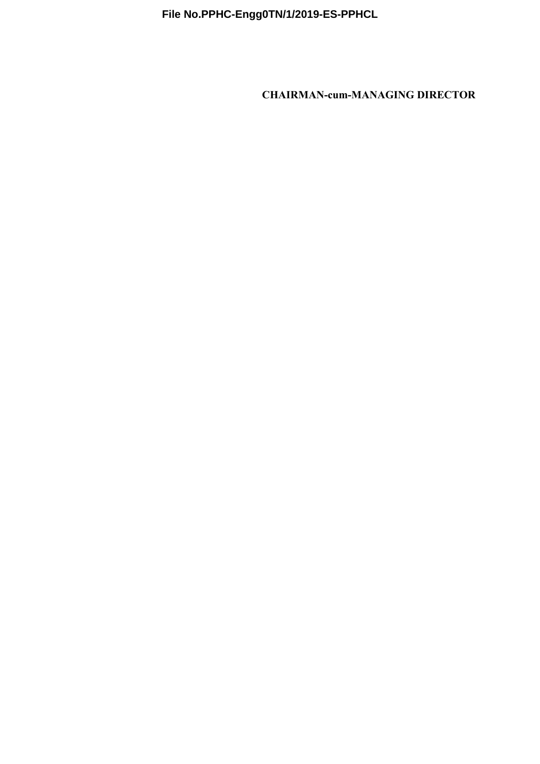**CHAIRMAN-cum-MANAGING DIRECTOR**